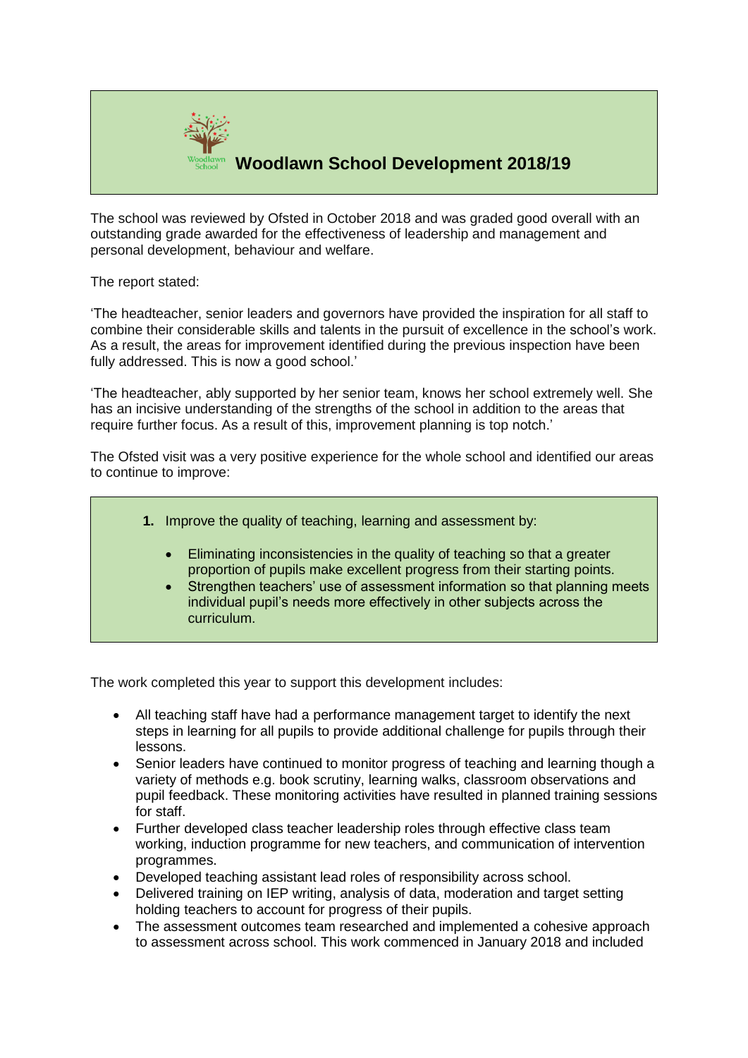# Woodlawn School Development 2018/19

The school was reviewed by Ofsted in October 2018 and was graded good overall with an outstanding grade awarded for the effectiveness of leadership and management and personal development, behaviour and welfare.

The report stated:

'The headteacher, senior leaders and governors have provided the inspiration for all staff to combine their considerable skills and talents in the pursuit of excellence in the school's work. As a result, the areas for improvement identified during the previous inspection have been fully addressed. This is now a good school.'

'The headteacher, ably supported by her senior team, knows her school extremely well. She has an incisive understanding of the strengths of the school in addition to the areas that require further focus. As a result of this, improvement planning is top notch.'

The Ofsted visit was a very positive experience for the whole school and identified our areas to continue to improve:

1. Improve the quality of teaching, learning and assessment by:
    - Eliminating inconsistencies in the quality of teaching so that a greater proportion of pupils make excellent progress from their starting points.
    - Strengthen teachers' use of assessment information so that planning meets individual pupil's needs more effectively in other subjects across the curriculum.

The work completed this year to support this development includes:

- All teaching staff have had a performance management target to identify the next steps in learning for all pupils to provide additional challenge for pupils through their lessons.
- Senior leaders have continued to monitor progress of teaching and learning though a variety of methods e.g. book scrutiny, learning walks, classroom observations and pupil feedback. These monitoring activities have resulted in planned training sessions for staff.
- Further developed class teacher leadership roles through effective class team working, induction programme for new teachers, and communication of intervention programmes.
- Developed teaching assistant lead roles of responsibility across school.
- Delivered training on IEP writing, analysis of data, moderation and target setting holding teachers to account for progress of their pupils.
- The assessment outcomes team researched and implemented a cohesive approach to assessment across school. This work commenced in January 2018 and included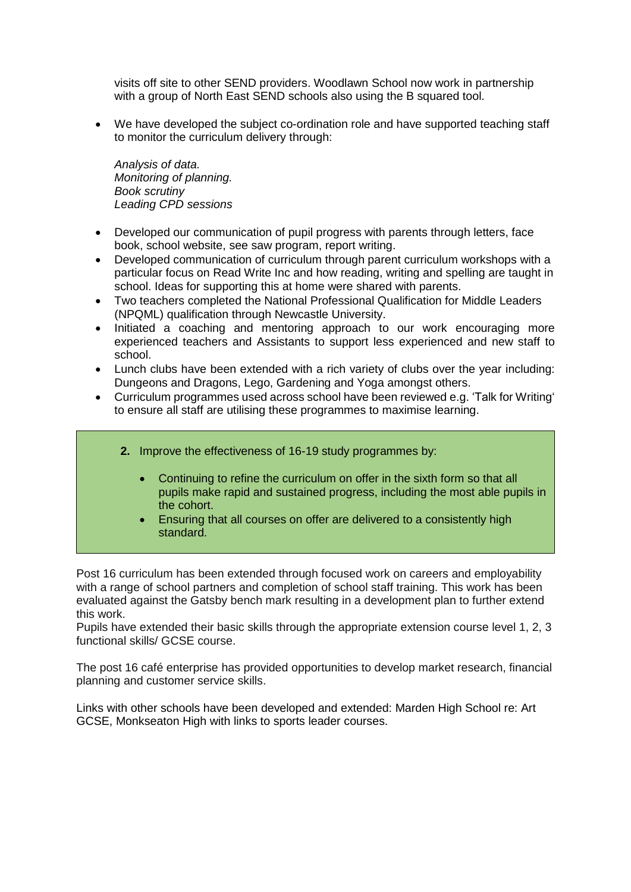visits off site to other SEND providers. Woodlawn School now work in partnership with a group of North East SEND schools also using the B squared tool.

- We have developed the subject co-ordination role and have supported teaching staff to monitor the curriculum delivery through:

  *Analysis of data.*
  *Monitoring of planning.*
  *Book scrutiny*
  *Leading CPD sessions*

- Developed our communication of pupil progress with parents through letters, face book, school website, see saw program, report writing.
- Developed communication of curriculum through parent curriculum workshops with a particular focus on Read Write Inc and how reading, writing and spelling are taught in school. Ideas for supporting this at home were shared with parents.
- Two teachers completed the National Professional Qualification for Middle Leaders (NPQML) qualification through Newcastle University.
- Initiated a coaching and mentoring approach to our work encouraging more experienced teachers and Assistants to support less experienced and new staff to school.
- Lunch clubs have been extended with a rich variety of clubs over the year including: Dungeons and Dragons, Lego, Gardening and Yoga amongst others.
- Curriculum programmes used across school have been reviewed e.g. 'Talk for Writing' to ensure all staff are utilising these programmes to maximise learning.

**2.** Improve the effectiveness of 16-19 study programmes by:

- Continuing to refine the curriculum on offer in the sixth form so that all pupils make rapid and sustained progress, including the most able pupils in the cohort.
- Ensuring that all courses on offer are delivered to a consistently high standard.

Post 16 curriculum has been extended through focused work on careers and employability with a range of school partners and completion of school staff training. This work has been evaluated against the Gatsby bench mark resulting in a development plan to further extend this work.
Pupils have extended their basic skills through the appropriate extension course level 1, 2, 3 functional skills/ GCSE course.

The post 16 café enterprise has provided opportunities to develop market research, financial planning and customer service skills.

Links with other schools have been developed and extended: Marden High School re: Art GCSE, Monkseaton High with links to sports leader courses.